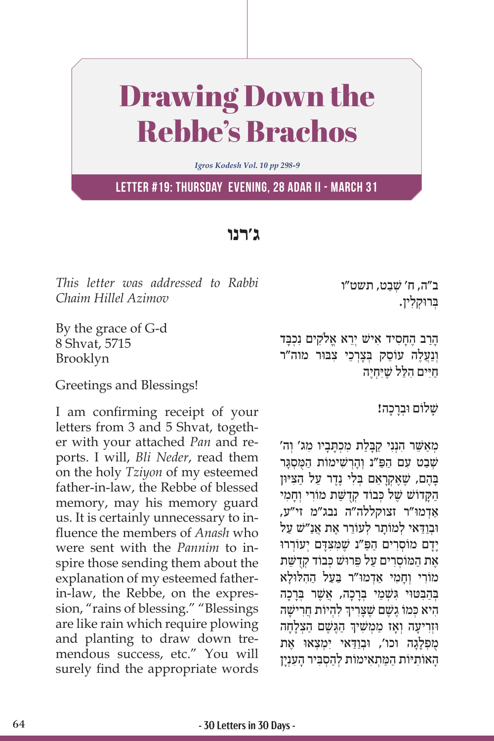# Drawing Down the Rebbe's Brachos

*Igros Kodesh Vol. 10 pp 298-9*

**LETTER #19: THURSDAY EVENING, 28 ADAR II - MARCH 31**

## ג׳רנו

*This letter was addressed to Rabbi Chaim Hillel Azimov*

By the grace of G-d
8 Shvat, 5715
Brooklyn

Greetings and Blessings!

I am confirming receipt of your letters from 3 and 5 Shvat, together with your attached *Pan* and reports. I will, *Bli Neder*, read them on the holy *Tziyon* of my esteemed father-in-law, the Rebbe of blessed memory, may his memory guard us. It is certainly unnecessary to influence the members of *Anash* who were sent with the *Pannim* to inspire those sending them about the explanation of my esteemed father-in-law, the Rebbe, on the expression, "rains of blessing." "Blessings are like rain which require plowing and planting to draw down tremendous success, etc." You will surely find the appropriate words

ב"ה, ח' שְׁבַט, תשט"ו
בְּרוּקְלִין.

הָרַב הֶחָסִיד אִישׁ יְרֵא אֱלֹקִים נִכְבָּד וְנַעֲלֶה עוֹסֵק בְּצָרְכֵי צִבּוּר מוה"ר חַיִּים הִלֵּל שֶׁיִּחְיֶה

**שָׁלוֹם וּבְרָכָה!**

מְאַשֵּׁר הִנְנִי קַבָּלַת מִכְתָּבָיו מִג' וְה' שְׁבַט עִם הַפּ"נ וְהָרְשִׁימוֹת הַמְּסֻגָּר בָּהֶם, שֶׁאֶקְרָאֵם בְּלִי נֶדֶר עַל הַצִּיּוּן הַקָּדוֹשׁ שֶׁל כְּבוֹד קְדֻשַּׁת מוֹרִי וְחָמִי אַדְמוּ"ר זצוקללה"ה נבג"מ זי"ע, וּבְוַדַּאי לְמוֹתָר לְעוֹרֵר אֶת אַנַ"שׁ עַל יָדָם מוֹסְרִים הַפּ"נ שֶׁמִּצִּדָּם יְעוֹרְרוּ אֶת הַמּוֹסְרִים עַל פֵּרוּשׁ כְּבוֹד קְדֻשַּׁת מוֹרִי וְחָמִי אַדְמוּ"ר בַּעַל הַהִלּוּלָא בְּהַבִּטּוּי גִּשְׁמֵי בְּרָכָה, אֲשֶׁר בְּרָכָה הִיא כְּמוֹ גֶשֶׁם שֶׁצָּרִיךְ לִהְיוֹת חֲרִישָׁה וּזְרִיעָה וְאָז מַמְשִׁיךְ הַגֶּשֶׁם הַצְלָחָה מֻפְלָגָה וכו', וּבְוַדַּאי יִמְצְאוּ אֶת הָאוֹתִיּוֹת הַמַּתְאִימוֹת לְהַסְבִּיר הָעִנְיָן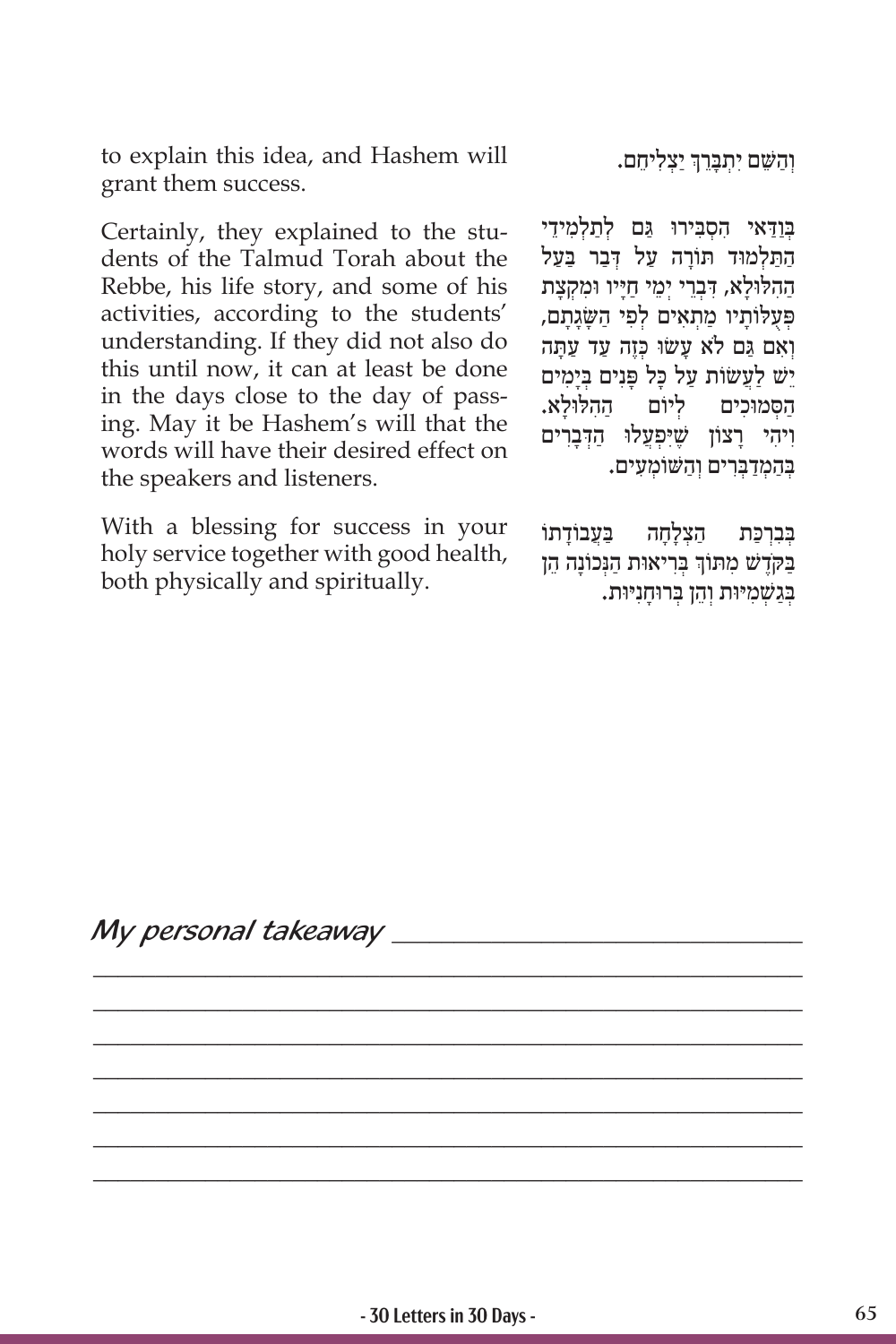to explain this idea, and Hashem will grant them success.

וְהַשֵּׁם יִתְבָּרֵךְ יַצְלִיחֵם.

Certainly, they explained to the students of the Talmud Torah about the Rebbe, his life story, and some of his activities, according to the students' understanding. If they did not also do this until now, it can at least be done in the days close to the day of passing. May it be Hashem's will that the words will have their desired effect on the speakers and listeners.

בְּוַדַּאי הִסְבִּירוּ גַּם לְתַלְמִידֵי הַתַּלְמוּד תּוֹרָה עַל דְּבַר בַּעַל הַהִלּוּלָא, דִּבְרֵי יְמֵי חַיָּיו וּמִקְצָת פְּעֻלּוֹתָיו מַתְאִים לְפִי הַשָּׂגָתָם, וְאִם גַּם לֹא עָשׂוּ כְּזֶה עַד עַתָּה יֵשׁ לַעֲשׂוֹת עַל כָּל פָּנִים בְּיָמִים הַסְּמוּכִים לְיוֹם הַהִלּוּלָא. וִיהִי רָצוֹן שֶׁיִּפְעֲלוּ הַדְּבָרִים בְּהַמְדַבְּרִים וְהַשּׁוֹמְעִים.

With a blessing for success in your holy service together with good health, both physically and spiritually.

בִּבְרָכַת הַצְלָחָה בַּעֲבוֹדָתוֹ בַּקֹּדֶשׁ מִתּוֹךְ בְּרִיאוּת הַנְּכוֹנָה הֵן בְּגַשְׁמִיּוּת וְהֵן בְּרוּחָנִיּוּת.

*My personal takeaway* ________________________________

______________________________________________

______________________________________________

______________________________________________

______________________________________________

______________________________________________

______________________________________________

______________________________________________